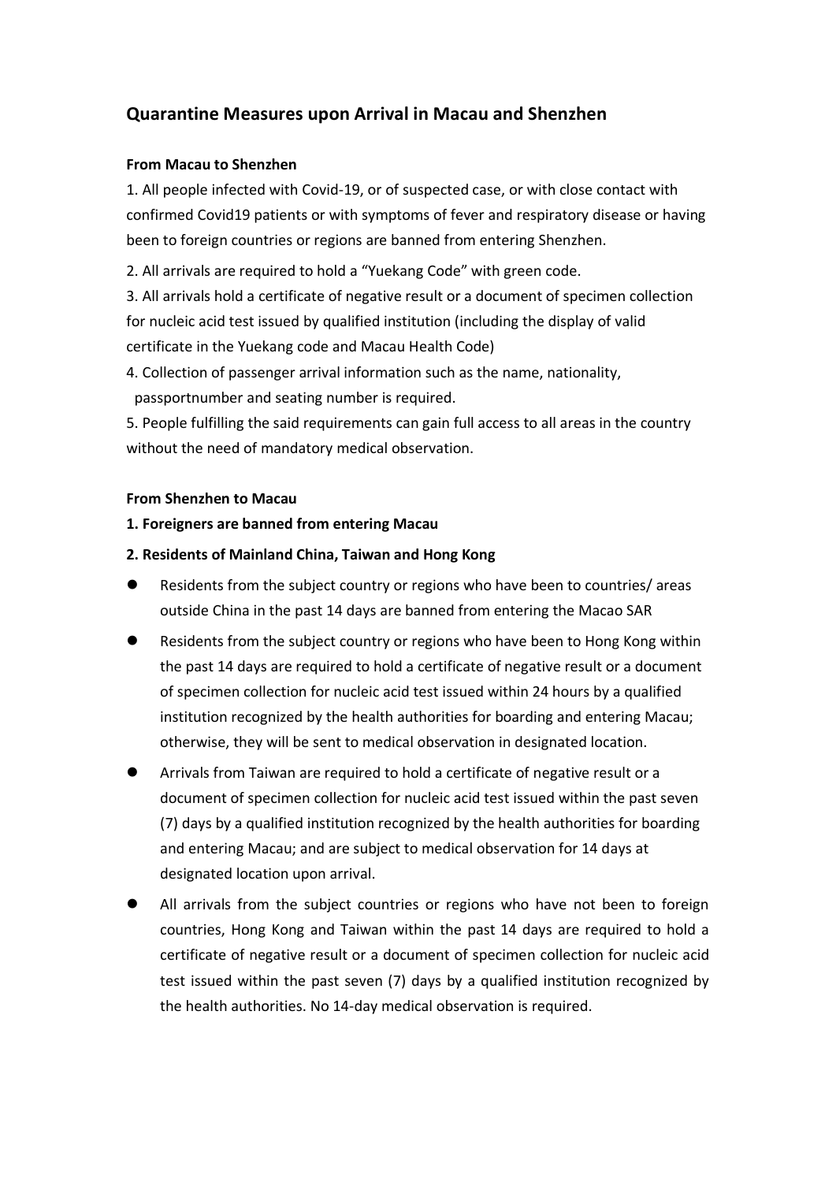# Quarantine Measures upon Arrival in Macau and Shenzhen

**From Macau to Shenzhen**

1. All people infected with Covid-19, or of suspected case, or with close contact with confirmed Covid19 patients or with symptoms of fever and respiratory disease or having been to foreign countries or regions are banned from entering Shenzhen.
2. All arrivals are required to hold a "Yuekang Code" with green code.
3. All arrivals hold a certificate of negative result or a document of specimen collection for nucleic acid test issued by qualified institution (including the display of valid certificate in the Yuekang code and Macau Health Code)
4. Collection of passenger arrival information such as the name, nationality, passportnumber and seating number is required.
5. People fulfilling the said requirements can gain full access to all areas in the country without the need of mandatory medical observation.

**From Shenzhen to Macau**

**1. Foreigners are banned from entering Macau**

**2. Residents of Mainland China, Taiwan and Hong Kong**

- Residents from the subject country or regions who have been to countries/ areas outside China in the past 14 days are banned from entering the Macao SAR
- Residents from the subject country or regions who have been to Hong Kong within the past 14 days are required to hold a certificate of negative result or a document of specimen collection for nucleic acid test issued within 24 hours by a qualified institution recognized by the health authorities for boarding and entering Macau; otherwise, they will be sent to medical observation in designated location.
- Arrivals from Taiwan are required to hold a certificate of negative result or a document of specimen collection for nucleic acid test issued within the past seven (7) days by a qualified institution recognized by the health authorities for boarding and entering Macau; and are subject to medical observation for 14 days at designated location upon arrival.
- All arrivals from the subject countries or regions who have not been to foreign countries, Hong Kong and Taiwan within the past 14 days are required to hold a certificate of negative result or a document of specimen collection for nucleic acid test issued within the past seven (7) days by a qualified institution recognized by the health authorities. No 14-day medical observation is required.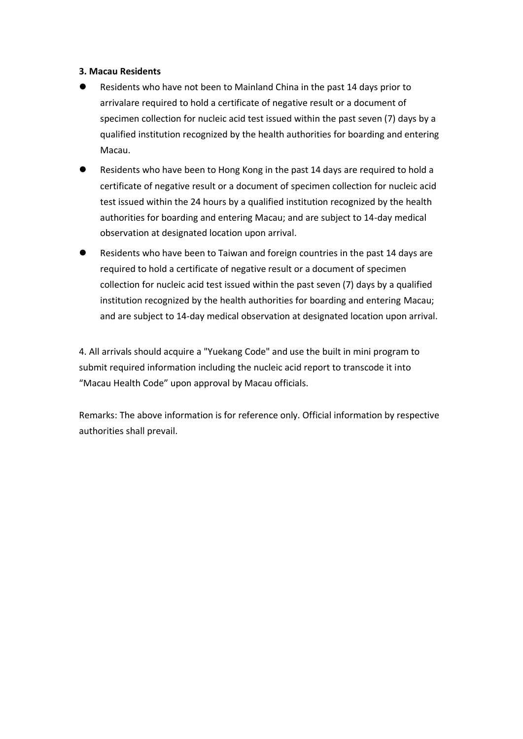**3. Macau Residents**

- Residents who have not been to Mainland China in the past 14 days prior to arrivalare required to hold a certificate of negative result or a document of specimen collection for nucleic acid test issued within the past seven (7) days by a qualified institution recognized by the health authorities for boarding and entering Macau.
- Residents who have been to Hong Kong in the past 14 days are required to hold a certificate of negative result or a document of specimen collection for nucleic acid test issued within the 24 hours by a qualified institution recognized by the health authorities for boarding and entering Macau; and are subject to 14-day medical observation at designated location upon arrival.
- Residents who have been to Taiwan and foreign countries in the past 14 days are required to hold a certificate of negative result or a document of specimen collection for nucleic acid test issued within the past seven (7) days by a qualified institution recognized by the health authorities for boarding and entering Macau; and are subject to 14-day medical observation at designated location upon arrival.

4. All arrivals should acquire a "Yuekang Code" and use the built in mini program to submit required information including the nucleic acid report to transcode it into “Macau Health Code” upon approval by Macau officials.

Remarks: The above information is for reference only. Official information by respective authorities shall prevail.